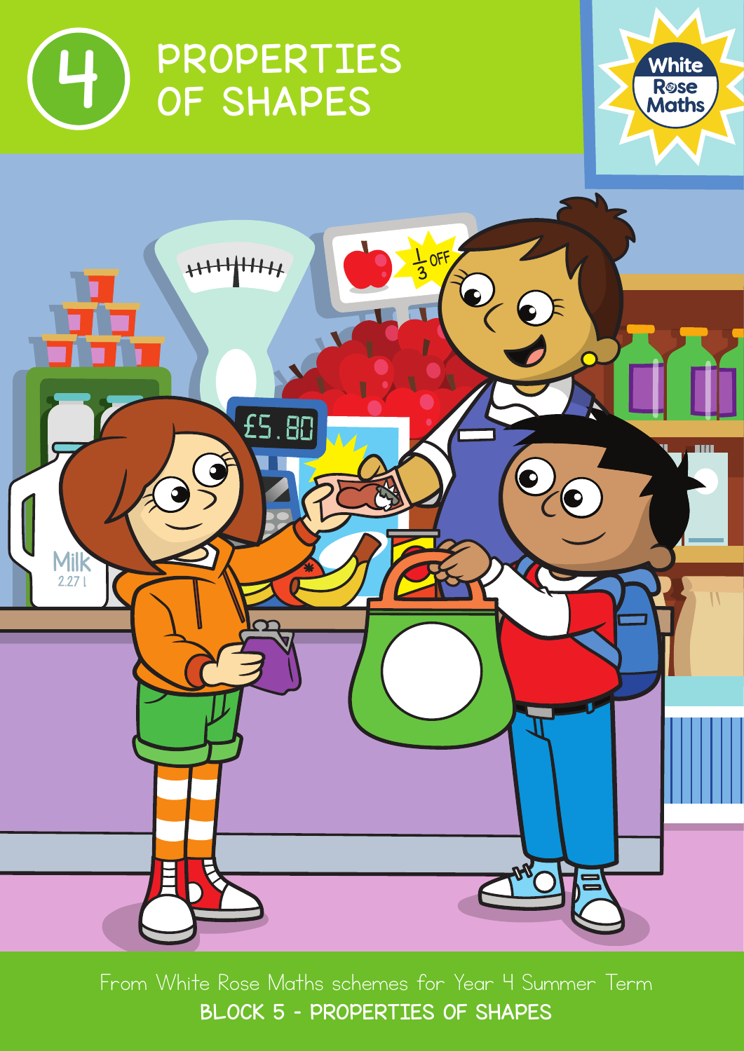# 4 PROPERTIES OF SHAPES

White Rose Maths

From White Rose Maths schemes for Year 4 Summer Term

**BLOCK 5 - PROPERTIES OF SHAPES**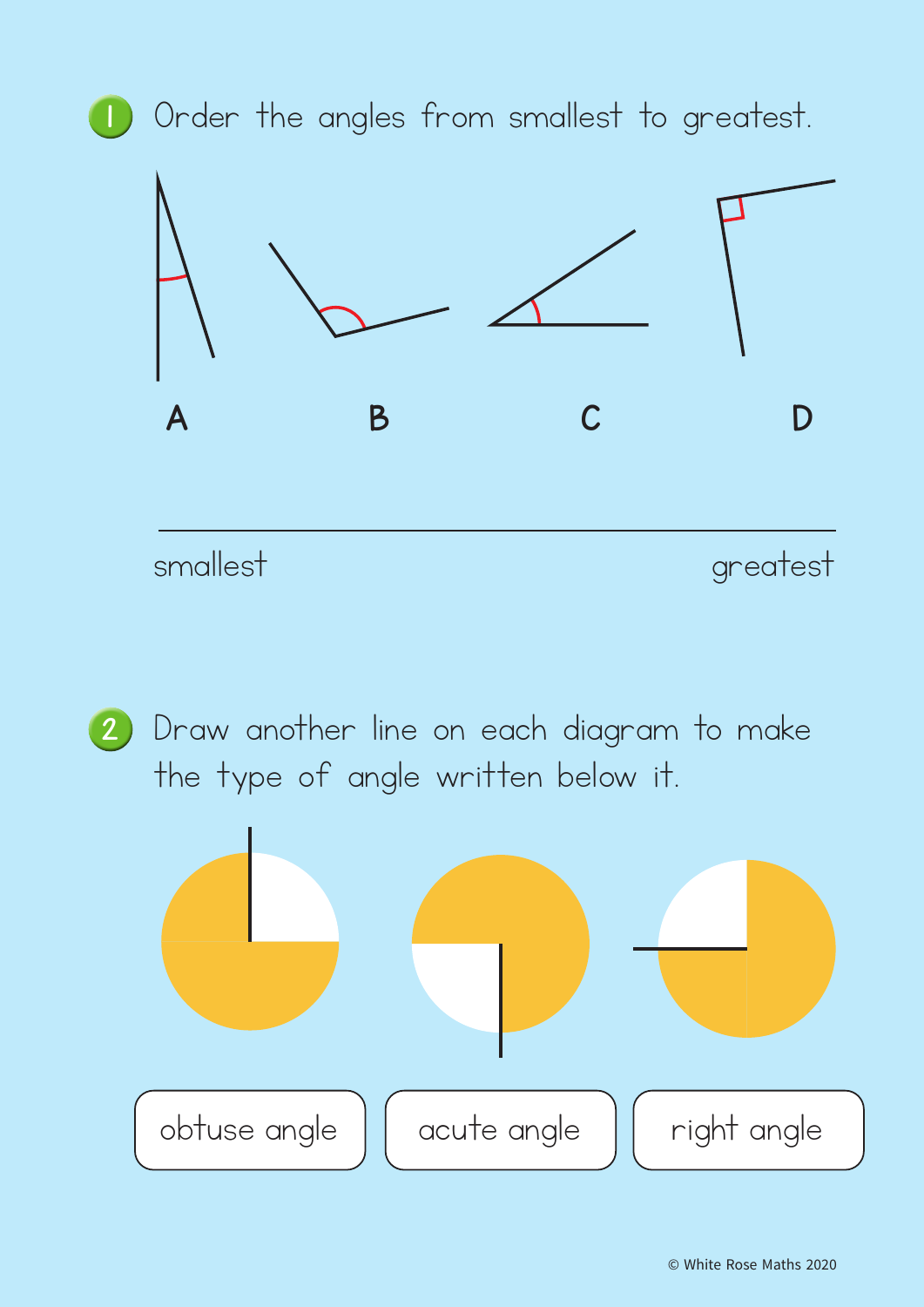1. Order the angles from smallest to greatest.

A B C D

_______________________________________________

smallest greatest

2. Draw another line on each diagram to make the type of angle written below it.

obtuse angle

acute angle

right angle

© White Rose Maths 2020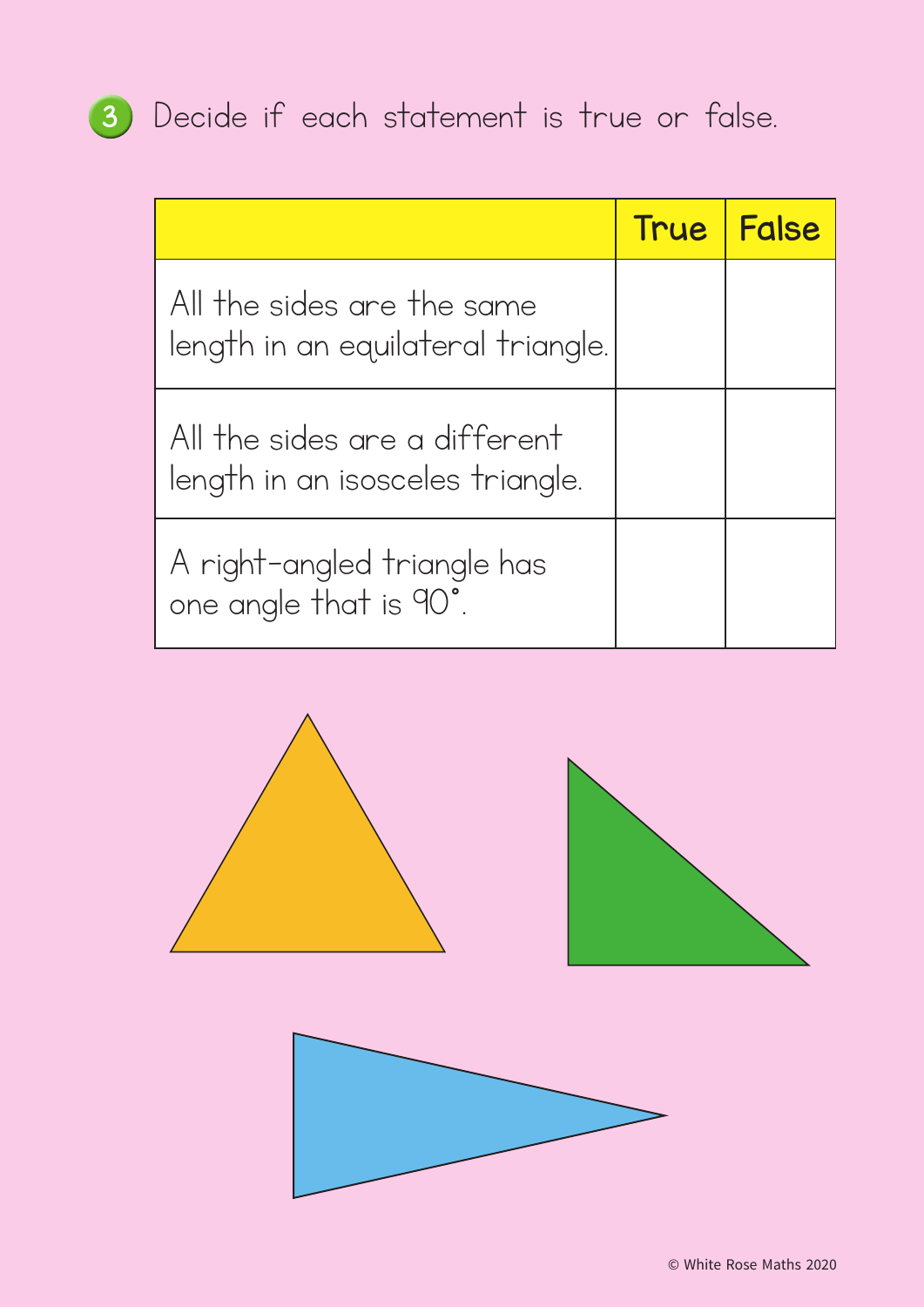3 Decide if each statement is true or false.

| | True | False |
|---|---|---|
| All the sides are the same length in an equilateral triangle. | | |
| All the sides are a different length in an isosceles triangle. | | |
| A right-angled triangle has one angle that is 90°. | | |

© White Rose Maths 2020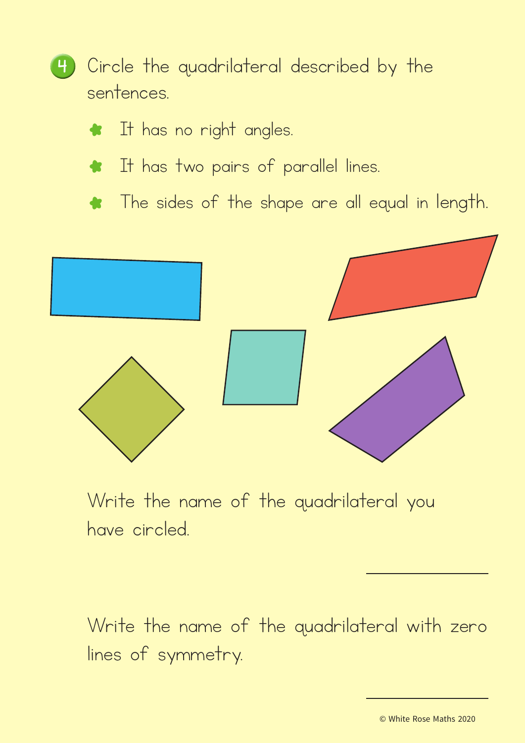4. Circle the quadrilateral described by the sentences.

- It has no right angles.
- It has two pairs of parallel lines.
- The sides of the shape are all equal in length.

Write the name of the quadrilateral you have circled.

_______________

Write the name of the quadrilateral with zero lines of symmetry.

_______________

© White Rose Maths 2020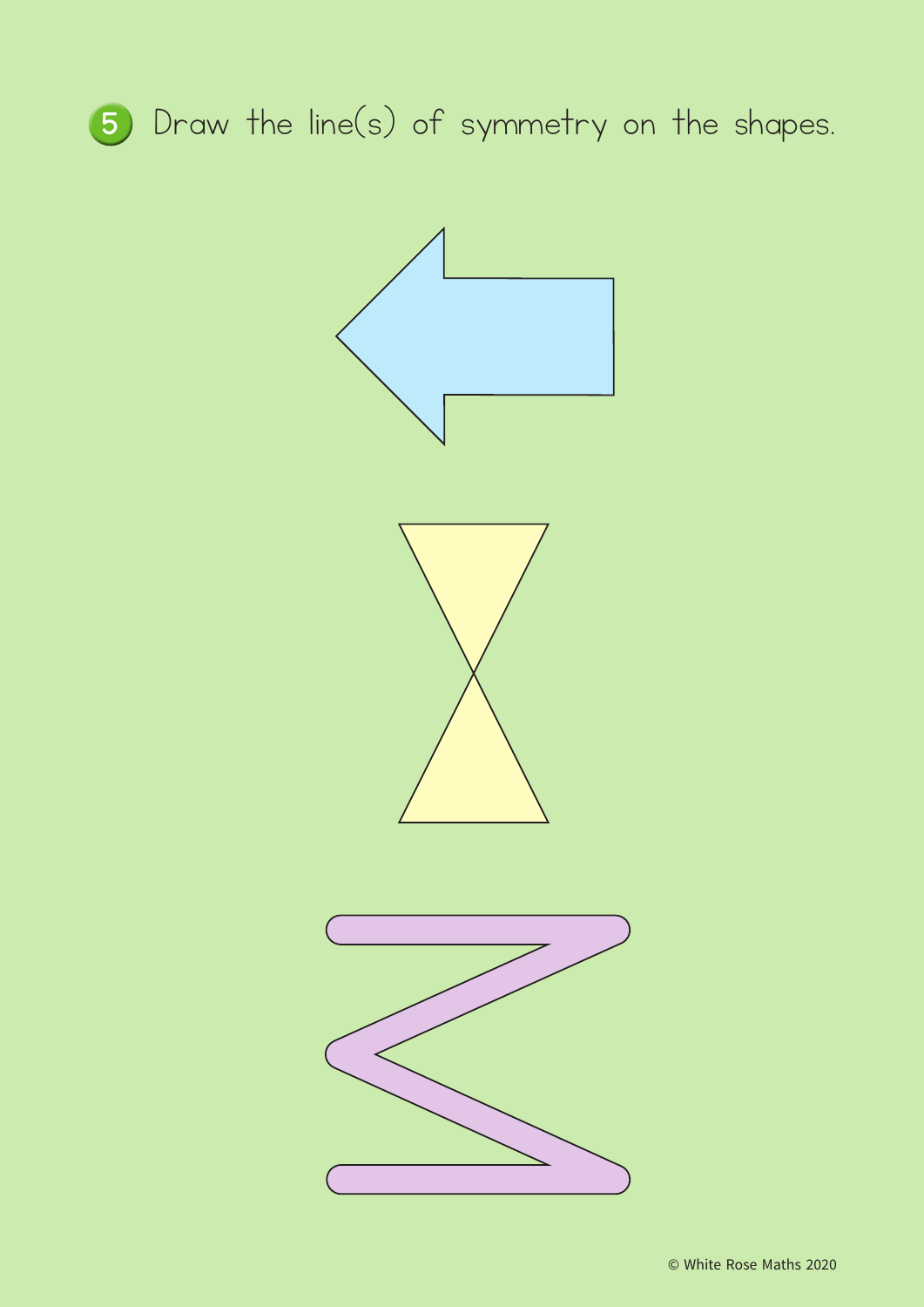5 Draw the line(s) of symmetry on the shapes.

© White Rose Maths 2020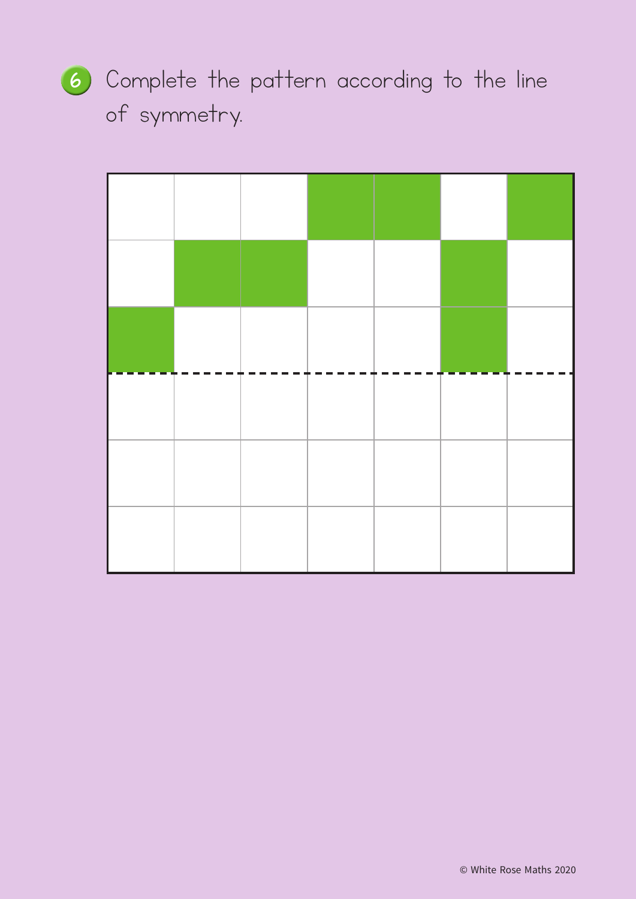6 Complete the pattern according to the line of symmetry.

© White Rose Maths 2020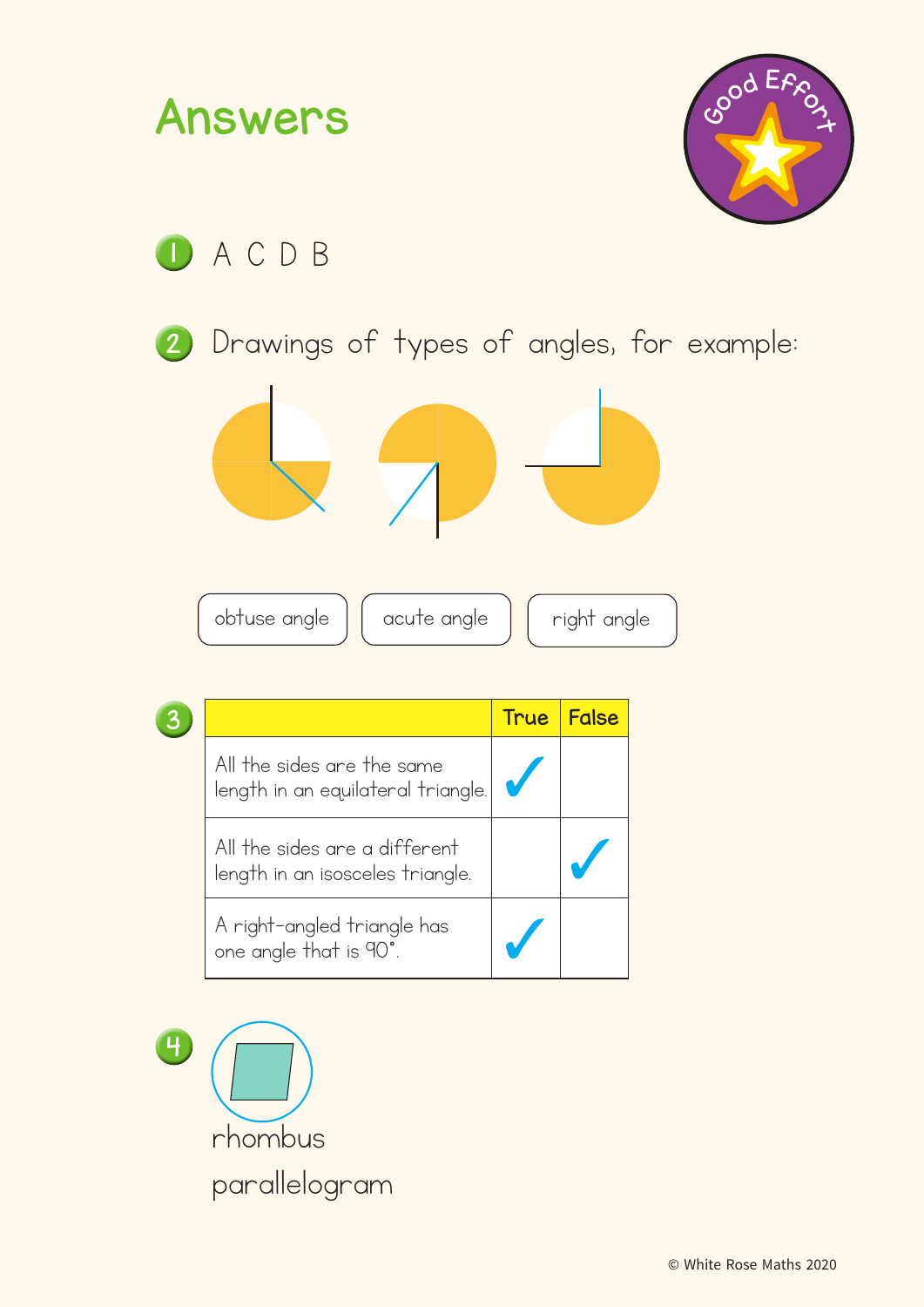# Answers

Good Effort

1. A C D B

2. Drawings of types of angles, for example:

obtuse angle   acute angle   right angle

3.

| | True | False |
|---|---|---|
| All the sides are the same length in an equilateral triangle. | ✓ | |
| All the sides are a different length in an isosceles triangle. | | ✓ |
| A right-angled triangle has one angle that is 90°. | ✓ | |

4. rhombus

parallelogram

© White Rose Maths 2020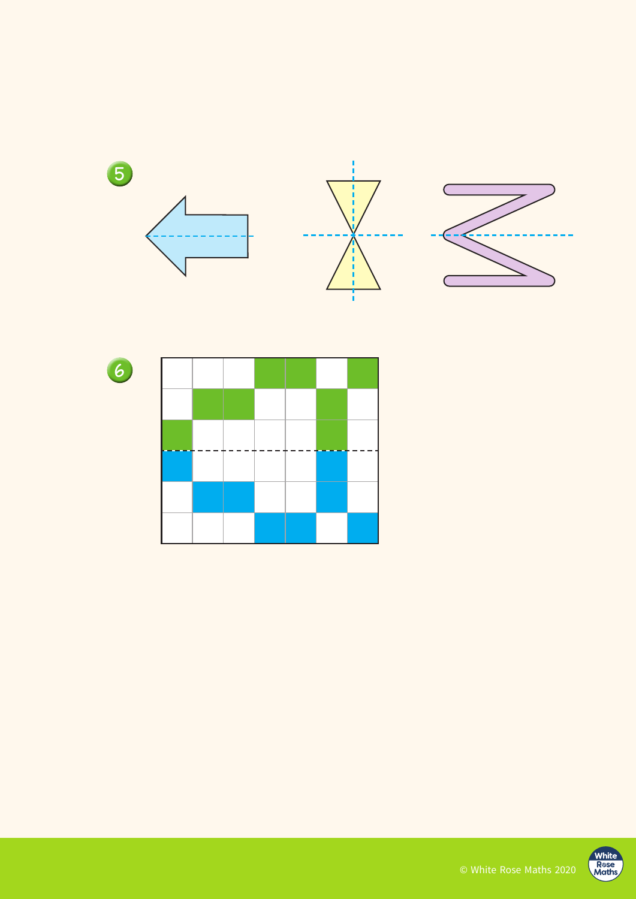5

6